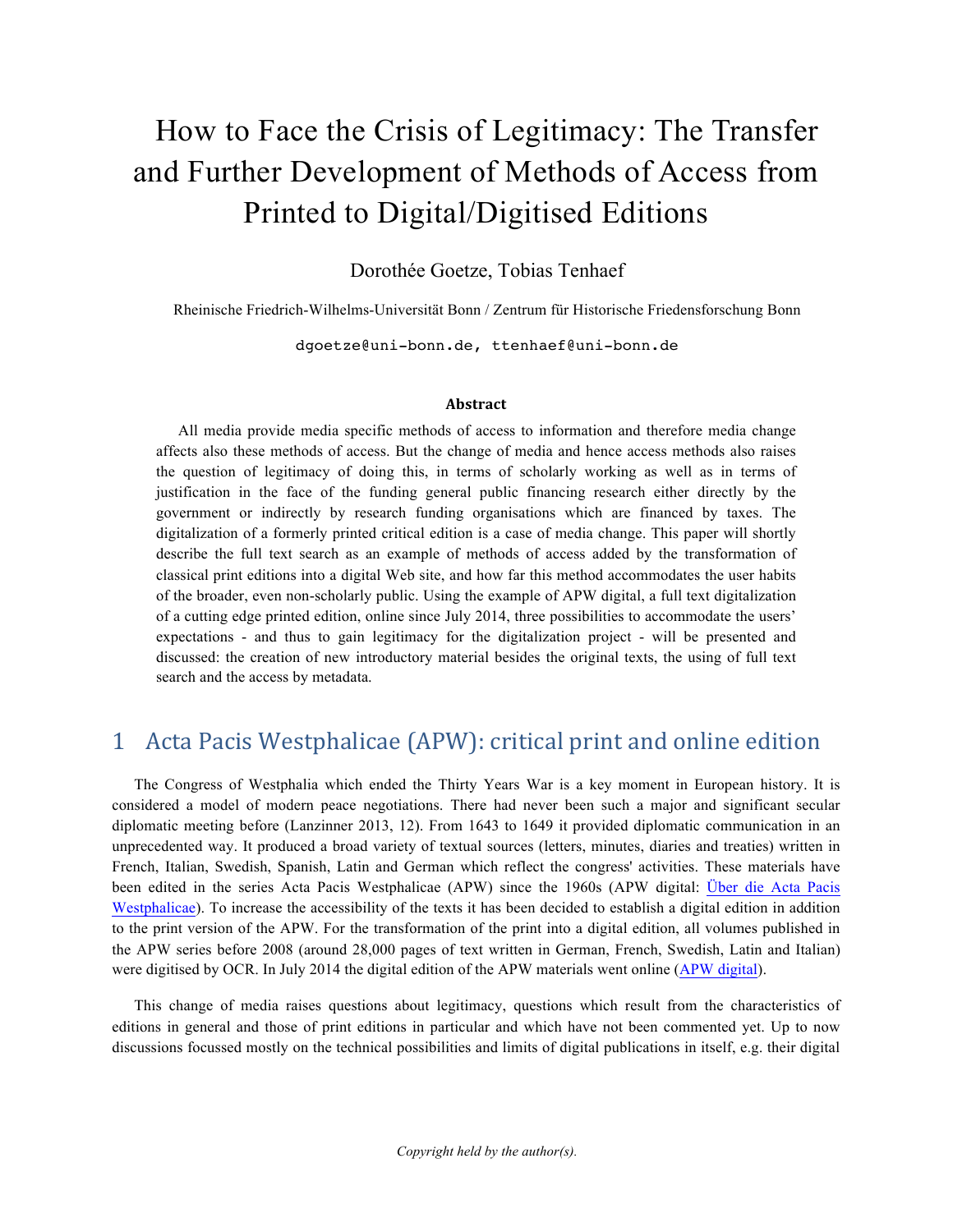# How to Face the Crisis of Legitimacy: The Transfer and Further Development of Methods of Access from Printed to Digital/Digitised Editions

Dorothée Goetze, Tobias Tenhaef

Rheinische Friedrich-Wilhelms-Universität Bonn / Zentrum für Historische Friedensforschung Bonn

dgoetze@uni-bonn.de, ttenhaef@uni-bonn.de

### Abstract

All media provide media specific methods of access to information and therefore media change affects also these methods of access. But the change of media and hence access methods also raises the question of legitimacy of doing this, in terms of scholarly working as well as in terms of justification in the face of the funding general public financing research either directly by the government or indirectly by research funding organisations which are financed by taxes. The digitalization of a formerly printed critical edition is a case of media change. This paper will shortly describe the full text search as an example of methods of access added by the transformation of classical print editions into a digital Web site, and how far this method accommodates the user habits of the broader, even non-scholarly public. Using the example of APW digital, a full text digitalization of a cutting edge printed edition, online since July 2014, three possibilities to accommodate the users' expectations - and thus to gain legitimacy for the digitalization project - will be presented and discussed: the creation of new introductory material besides the original texts, the using of full text search and the access by metadata.

## 1 Acta Pacis Westphalicae (APW): critical print and online edition

The Congress of Westphalia which ended the Thirty Years War is a key moment in European history. It is considered a model of modern peace negotiations. There had never been such a major and significant secular diplomatic meeting before (Lanzinner 2013, 12). From 1643 to 1649 it provided diplomatic communication in an unprecedented way. It produced a broad variety of textual sources (letters, minutes, diaries and treaties) written in French, Italian, Swedish, Spanish, Latin and German which reflect the congress' activities. These materials have been edited in the series Acta Pacis Westphalicae (APW) since the 1960s (APW digital: Über die Acta Pacis Westphalicae). To increase the accessibility of the texts it has been decided to establish a digital edition in addition to the print version of the APW. For the transformation of the print into a digital edition, all volumes published in the APW series before 2008 (around 28,000 pages of text written in German, French, Swedish, Latin and Italian) were digitised by OCR. In July 2014 the digital edition of the APW materials went online (APW digital).

This change of media raises questions about legitimacy, questions which result from the characteristics of editions in general and those of print editions in particular and which have not been commented yet. Up to now discussions focussed mostly on the technical possibilities and limits of digital publications in itself, e.g. their digital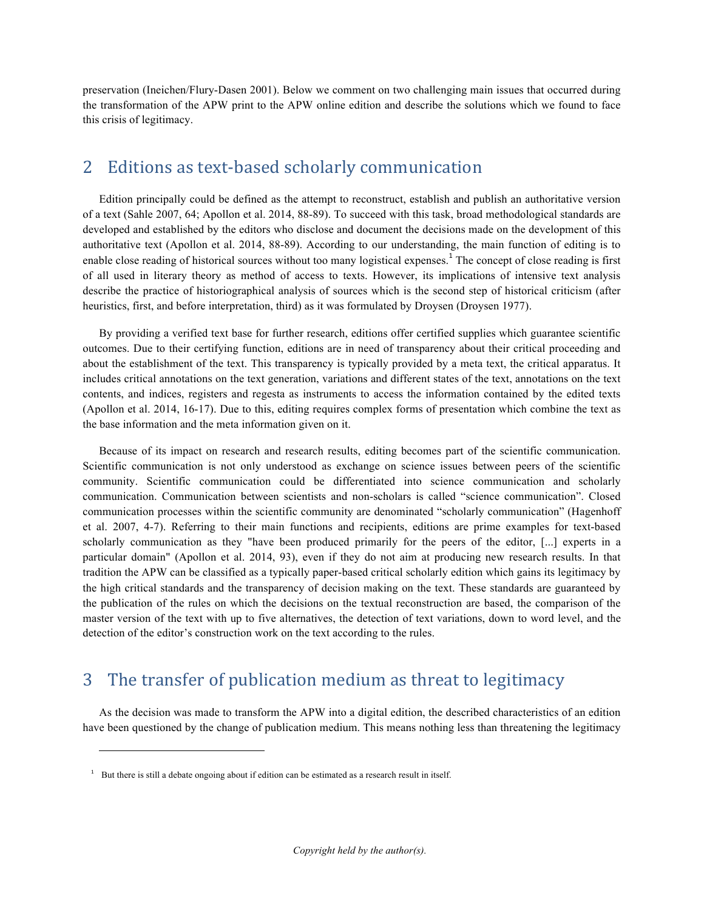preservation (Ineichen/Flury-Dasen 2001). Below we comment on two challenging main issues that occurred during the transformation of the APW print to the APW online edition and describe the solutions which we found to face this crisis of legitimacy.

## 2 Editions as text-based scholarly communication

Edition principally could be defined as the attempt to reconstruct, establish and publish an authoritative version of a text (Sahle 2007, 64; Apollon et al. 2014, 88-89). To succeed with this task, broad methodological standards are developed and established by the editors who disclose and document the decisions made on the development of this authoritative text (Apollon et al. 2014, 88-89). According to our understanding, the main function of editing is to enable close reading of historical sources without too many logistical expenses.[1] The concept of close reading is first of all used in literary theory as method of access to texts. However, its implications of intensive text analysis describe the practice of historiographical analysis of sources which is the second step of historical criticism (after heuristics, first, and before interpretation, third) as it was formulated by Droysen (Droysen 1977).

By providing a verified text base for further research, editions offer certified supplies which guarantee scientific outcomes. Due to their certifying function, editions are in need of transparency about their critical proceeding and about the establishment of the text. This transparency is typically provided by a meta text, the critical apparatus. It includes critical annotations on the text generation, variations and different states of the text, annotations on the text contents, and indices, registers and regesta as instruments to access the information contained by the edited texts (Apollon et al. 2014, 16-17). Due to this, editing requires complex forms of presentation which combine the text as the base information and the meta information given on it.

Because of its impact on research and research results, editing becomes part of the scientific communication. Scientific communication is not only understood as exchange on science issues between peers of the scientific community. Scientific communication could be differentiated into science communication and scholarly communication. Communication between scientists and non-scholars is called "science communication". Closed communication processes within the scientific community are denominated "scholarly communication" (Hagenhoff et al. 2007, 4-7). Referring to their main functions and recipients, editions are prime examples for text-based scholarly communication as they "have been produced primarily for the peers of the editor, [...] experts in a particular domain" (Apollon et al. 2014, 93), even if they do not aim at producing new research results. In that tradition the APW can be classified as a typically paper-based critical scholarly edition which gains its legitimacy by the high critical standards and the transparency of decision making on the text. These standards are guaranteed by the publication of the rules on which the decisions on the textual reconstruction are based, the comparison of the master version of the text with up to five alternatives, the detection of text variations, down to word level, and the detection of the editor's construction work on the text according to the rules.

## 3 The transfer of publication medium as threat to legitimacy

As the decision was made to transform the APW into a digital edition, the described characteristics of an edition have been questioned by the change of publication medium. This means nothing less than threatening the legitimacy

[1] But there is still a debate ongoing about if edition can be estimated as a research result in itself.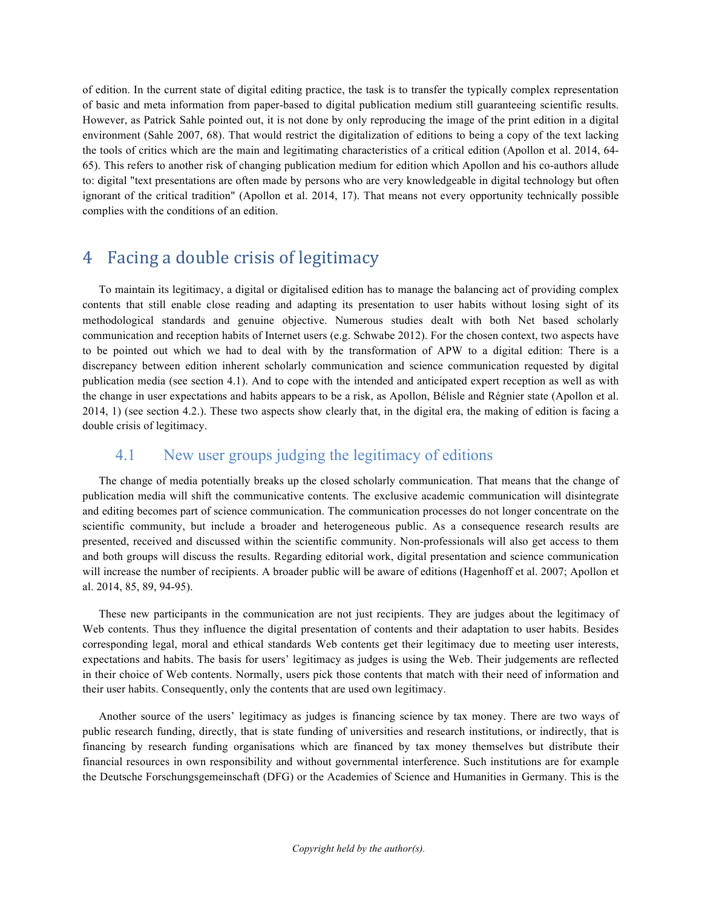of edition. In the current state of digital editing practice, the task is to transfer the typically complex representation of basic and meta information from paper-based to digital publication medium still guaranteeing scientific results. However, as Patrick Sahle pointed out, it is not done by only reproducing the image of the print edition in a digital environment (Sahle 2007, 68). That would restrict the digitalization of editions to being a copy of the text lacking the tools of critics which are the main and legitimating characteristics of a critical edition (Apollon et al. 2014, 64-65). This refers to another risk of changing publication medium for edition which Apollon and his co-authors allude to: digital "text presentations are often made by persons who are very knowledgeable in digital technology but often ignorant of the critical tradition" (Apollon et al. 2014, 17). That means not every opportunity technically possible complies with the conditions of an edition.

# 4 Facing a double crisis of legitimacy

To maintain its legitimacy, a digital or digitalised edition has to manage the balancing act of providing complex contents that still enable close reading and adapting its presentation to user habits without losing sight of its methodological standards and genuine objective. Numerous studies dealt with both Net based scholarly communication and reception habits of Internet users (e.g. Schwabe 2012). For the chosen context, two aspects have to be pointed out which we had to deal with by the transformation of APW to a digital edition: There is a discrepancy between edition inherent scholarly communication and science communication requested by digital publication media (see section 4.1). And to cope with the intended and anticipated expert reception as well as with the change in user expectations and habits appears to be a risk, as Apollon, Bélisle and Régnier state (Apollon et al. 2014, 1) (see section 4.2.). These two aspects show clearly that, in the digital era, the making of edition is facing a double crisis of legitimacy.

## 4.1 New user groups judging the legitimacy of editions

The change of media potentially breaks up the closed scholarly communication. That means that the change of publication media will shift the communicative contents. The exclusive academic communication will disintegrate and editing becomes part of science communication. The communication processes do not longer concentrate on the scientific community, but include a broader and heterogeneous public. As a consequence research results are presented, received and discussed within the scientific community. Non-professionals will also get access to them and both groups will discuss the results. Regarding editorial work, digital presentation and science communication will increase the number of recipients. A broader public will be aware of editions (Hagenhoff et al. 2007; Apollon et al. 2014, 85, 89, 94-95).

These new participants in the communication are not just recipients. They are judges about the legitimacy of Web contents. Thus they influence the digital presentation of contents and their adaptation to user habits. Besides corresponding legal, moral and ethical standards Web contents get their legitimacy due to meeting user interests, expectations and habits. The basis for users' legitimacy as judges is using the Web. Their judgements are reflected in their choice of Web contents. Normally, users pick those contents that match with their need of information and their user habits. Consequently, only the contents that are used own legitimacy.

Another source of the users' legitimacy as judges is financing science by tax money. There are two ways of public research funding, directly, that is state funding of universities and research institutions, or indirectly, that is financing by research funding organisations which are financed by tax money themselves but distribute their financial resources in own responsibility and without governmental interference. Such institutions are for example the Deutsche Forschungsgemeinschaft (DFG) or the Academies of Science and Humanities in Germany. This is the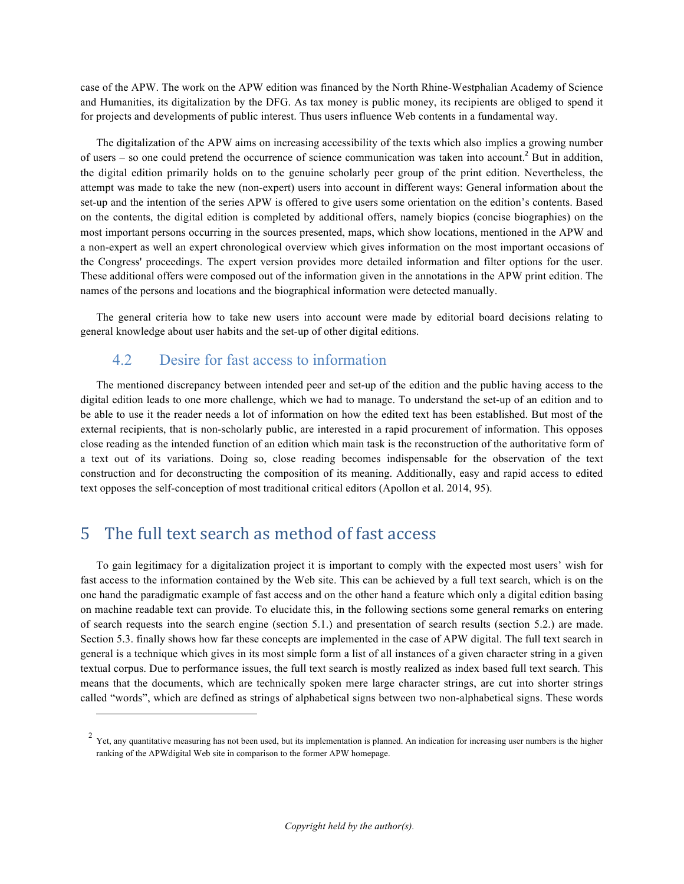case of the APW. The work on the APW edition was financed by the North Rhine-Westphalian Academy of Science and Humanities, its digitalization by the DFG. As tax money is public money, its recipients are obliged to spend it for projects and developments of public interest. Thus users influence Web contents in a fundamental way.

The digitalization of the APW aims on increasing accessibility of the texts which also implies a growing number of users – so one could pretend the occurrence of science communication was taken into account.[2] But in addition, the digital edition primarily holds on to the genuine scholarly peer group of the print edition. Nevertheless, the attempt was made to take the new (non-expert) users into account in different ways: General information about the set-up and the intention of the series APW is offered to give users some orientation on the edition's contents. Based on the contents, the digital edition is completed by additional offers, namely biopics (concise biographies) on the most important persons occurring in the sources presented, maps, which show locations, mentioned in the APW and a non-expert as well an expert chronological overview which gives information on the most important occasions of the Congress' proceedings. The expert version provides more detailed information and filter options for the user. These additional offers were composed out of the information given in the annotations in the APW print edition. The names of the persons and locations and the biographical information were detected manually.

The general criteria how to take new users into account were made by editorial board decisions relating to general knowledge about user habits and the set-up of other digital editions.

### 4.2 Desire for fast access to information

The mentioned discrepancy between intended peer and set-up of the edition and the public having access to the digital edition leads to one more challenge, which we had to manage. To understand the set-up of an edition and to be able to use it the reader needs a lot of information on how the edited text has been established. But most of the external recipients, that is non-scholarly public, are interested in a rapid procurement of information. This opposes close reading as the intended function of an edition which main task is the reconstruction of the authoritative form of a text out of its variations. Doing so, close reading becomes indispensable for the observation of the text construction and for deconstructing the composition of its meaning. Additionally, easy and rapid access to edited text opposes the self-conception of most traditional critical editors (Apollon et al. 2014, 95).

## 5 The full text search as method of fast access

To gain legitimacy for a digitalization project it is important to comply with the expected most users' wish for fast access to the information contained by the Web site. This can be achieved by a full text search, which is on the one hand the paradigmatic example of fast access and on the other hand a feature which only a digital edition basing on machine readable text can provide. To elucidate this, in the following sections some general remarks on entering of search requests into the search engine (section 5.1.) and presentation of search results (section 5.2.) are made. Section 5.3. finally shows how far these concepts are implemented in the case of APW digital. The full text search in general is a technique which gives in its most simple form a list of all instances of a given character string in a given textual corpus. Due to performance issues, the full text search is mostly realized as index based full text search. This means that the documents, which are technically spoken mere large character strings, are cut into shorter strings called "words", which are defined as strings of alphabetical signs between two non-alphabetical signs. These words

---

[2] Yet, any quantitative measuring has not been used, but its implementation is planned. An indication for increasing user numbers is the higher ranking of the APWdigital Web site in comparison to the former APW homepage.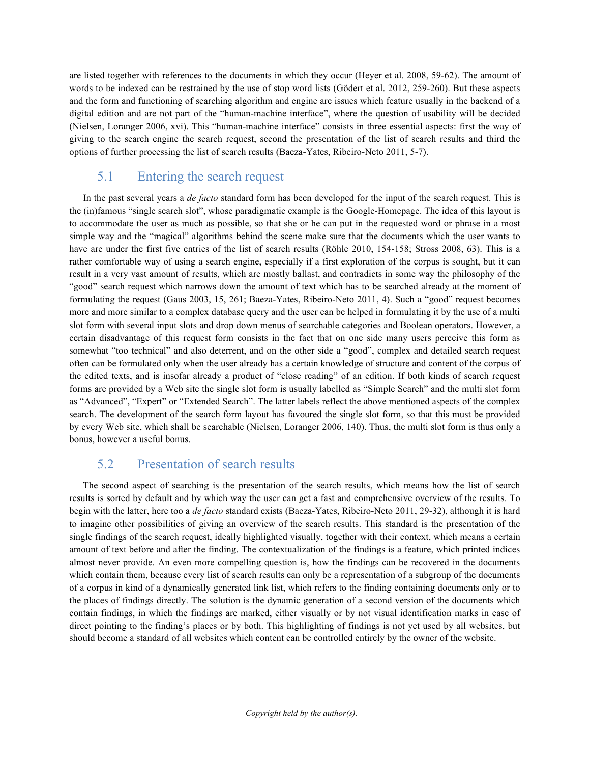are listed together with references to the documents in which they occur (Heyer et al. 2008, 59-62). The amount of words to be indexed can be restrained by the use of stop word lists (Gödert et al. 2012, 259-260). But these aspects and the form and functioning of searching algorithm and engine are issues which feature usually in the backend of a digital edition and are not part of the "human-machine interface", where the question of usability will be decided (Nielsen, Loranger 2006, xvi). This "human-machine interface" consists in three essential aspects: first the way of giving to the search engine the search request, second the presentation of the list of search results and third the options of further processing the list of search results (Baeza-Yates, Ribeiro-Neto 2011, 5-7).

## 5.1 Entering the search request

In the past several years a *de facto* standard form has been developed for the input of the search request. This is the (in)famous "single search slot", whose paradigmatic example is the Google-Homepage. The idea of this layout is to accommodate the user as much as possible, so that she or he can put in the requested word or phrase in a most simple way and the "magical" algorithms behind the scene make sure that the documents which the user wants to have are under the first five entries of the list of search results (Röhle 2010, 154-158; Stross 2008, 63). This is a rather comfortable way of using a search engine, especially if a first exploration of the corpus is sought, but it can result in a very vast amount of results, which are mostly ballast, and contradicts in some way the philosophy of the "good" search request which narrows down the amount of text which has to be searched already at the moment of formulating the request (Gaus 2003, 15, 261; Baeza-Yates, Ribeiro-Neto 2011, 4). Such a "good" request becomes more and more similar to a complex database query and the user can be helped in formulating it by the use of a multi slot form with several input slots and drop down menus of searchable categories and Boolean operators. However, a certain disadvantage of this request form consists in the fact that on one side many users perceive this form as somewhat "too technical" and also deterrent, and on the other side a "good", complex and detailed search request often can be formulated only when the user already has a certain knowledge of structure and content of the corpus of the edited texts, and is insofar already a product of "close reading" of an edition. If both kinds of search request forms are provided by a Web site the single slot form is usually labelled as "Simple Search" and the multi slot form as "Advanced", "Expert" or "Extended Search". The latter labels reflect the above mentioned aspects of the complex search. The development of the search form layout has favoured the single slot form, so that this must be provided by every Web site, which shall be searchable (Nielsen, Loranger 2006, 140). Thus, the multi slot form is thus only a bonus, however a useful bonus.

## 5.2 Presentation of search results

The second aspect of searching is the presentation of the search results, which means how the list of search results is sorted by default and by which way the user can get a fast and comprehensive overview of the results. To begin with the latter, here too a *de facto* standard exists (Baeza-Yates, Ribeiro-Neto 2011, 29-32), although it is hard to imagine other possibilities of giving an overview of the search results. This standard is the presentation of the single findings of the search request, ideally highlighted visually, together with their context, which means a certain amount of text before and after the finding. The contextualization of the findings is a feature, which printed indices almost never provide. An even more compelling question is, how the findings can be recovered in the documents which contain them, because every list of search results can only be a representation of a subgroup of the documents of a corpus in kind of a dynamically generated link list, which refers to the finding containing documents only or to the places of findings directly. The solution is the dynamic generation of a second version of the documents which contain findings, in which the findings are marked, either visually or by not visual identification marks in case of direct pointing to the finding's places or by both. This highlighting of findings is not yet used by all websites, but should become a standard of all websites which content can be controlled entirely by the owner of the website.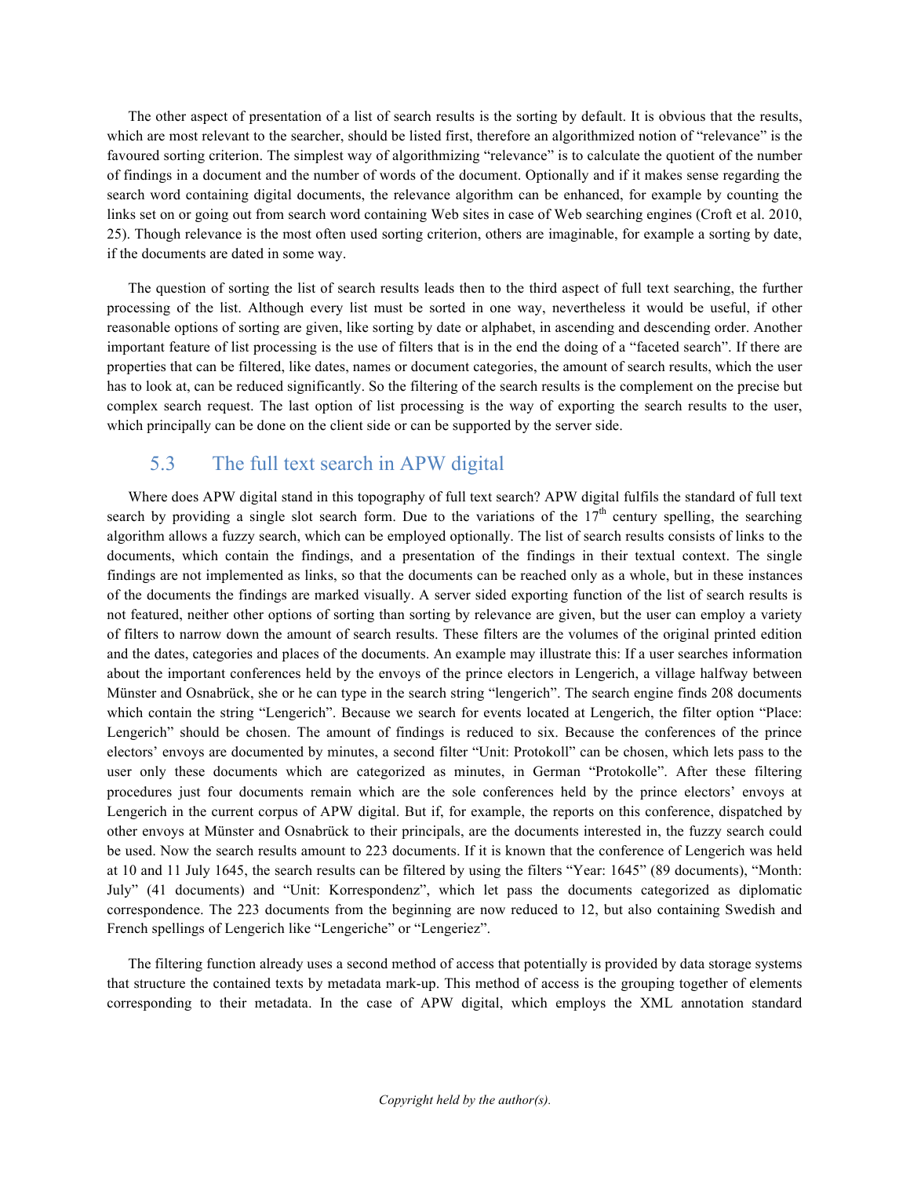The other aspect of presentation of a list of search results is the sorting by default. It is obvious that the results, which are most relevant to the searcher, should be listed first, therefore an algorithmized notion of "relevance" is the favoured sorting criterion. The simplest way of algorithmizing "relevance" is to calculate the quotient of the number of findings in a document and the number of words of the document. Optionally and if it makes sense regarding the search word containing digital documents, the relevance algorithm can be enhanced, for example by counting the links set on or going out from search word containing Web sites in case of Web searching engines (Croft et al. 2010, 25). Though relevance is the most often used sorting criterion, others are imaginable, for example a sorting by date, if the documents are dated in some way.

The question of sorting the list of search results leads then to the third aspect of full text searching, the further processing of the list. Although every list must be sorted in one way, nevertheless it would be useful, if other reasonable options of sorting are given, like sorting by date or alphabet, in ascending and descending order. Another important feature of list processing is the use of filters that is in the end the doing of a "faceted search". If there are properties that can be filtered, like dates, names or document categories, the amount of search results, which the user has to look at, can be reduced significantly. So the filtering of the search results is the complement on the precise but complex search request. The last option of list processing is the way of exporting the search results to the user, which principally can be done on the client side or can be supported by the server side.

## 5.3 The full text search in APW digital

Where does APW digital stand in this topography of full text search? APW digital fulfils the standard of full text search by providing a single slot search form. Due to the variations of the 17th century spelling, the searching algorithm allows a fuzzy search, which can be employed optionally. The list of search results consists of links to the documents, which contain the findings, and a presentation of the findings in their textual context. The single findings are not implemented as links, so that the documents can be reached only as a whole, but in these instances of the documents the findings are marked visually. A server sided exporting function of the list of search results is not featured, neither other options of sorting than sorting by relevance are given, but the user can employ a variety of filters to narrow down the amount of search results. These filters are the volumes of the original printed edition and the dates, categories and places of the documents. An example may illustrate this: If a user searches information about the important conferences held by the envoys of the prince electors in Lengerich, a village halfway between Münster and Osnabrück, she or he can type in the search string "lengerich". The search engine finds 208 documents which contain the string "Lengerich". Because we search for events located at Lengerich, the filter option "Place: Lengerich" should be chosen. The amount of findings is reduced to six. Because the conferences of the prince electors' envoys are documented by minutes, a second filter "Unit: Protokoll" can be chosen, which lets pass to the user only these documents which are categorized as minutes, in German "Protokolle". After these filtering procedures just four documents remain which are the sole conferences held by the prince electors' envoys at Lengerich in the current corpus of APW digital. But if, for example, the reports on this conference, dispatched by other envoys at Münster and Osnabrück to their principals, are the documents interested in, the fuzzy search could be used. Now the search results amount to 223 documents. If it is known that the conference of Lengerich was held at 10 and 11 July 1645, the search results can be filtered by using the filters "Year: 1645" (89 documents), "Month: July" (41 documents) and "Unit: Korrespondenz", which let pass the documents categorized as diplomatic correspondence. The 223 documents from the beginning are now reduced to 12, but also containing Swedish and French spellings of Lengerich like "Lengeriche" or "Lengeriez".

The filtering function already uses a second method of access that potentially is provided by data storage systems that structure the contained texts by metadata mark-up. This method of access is the grouping together of elements corresponding to their metadata. In the case of APW digital, which employs the XML annotation standard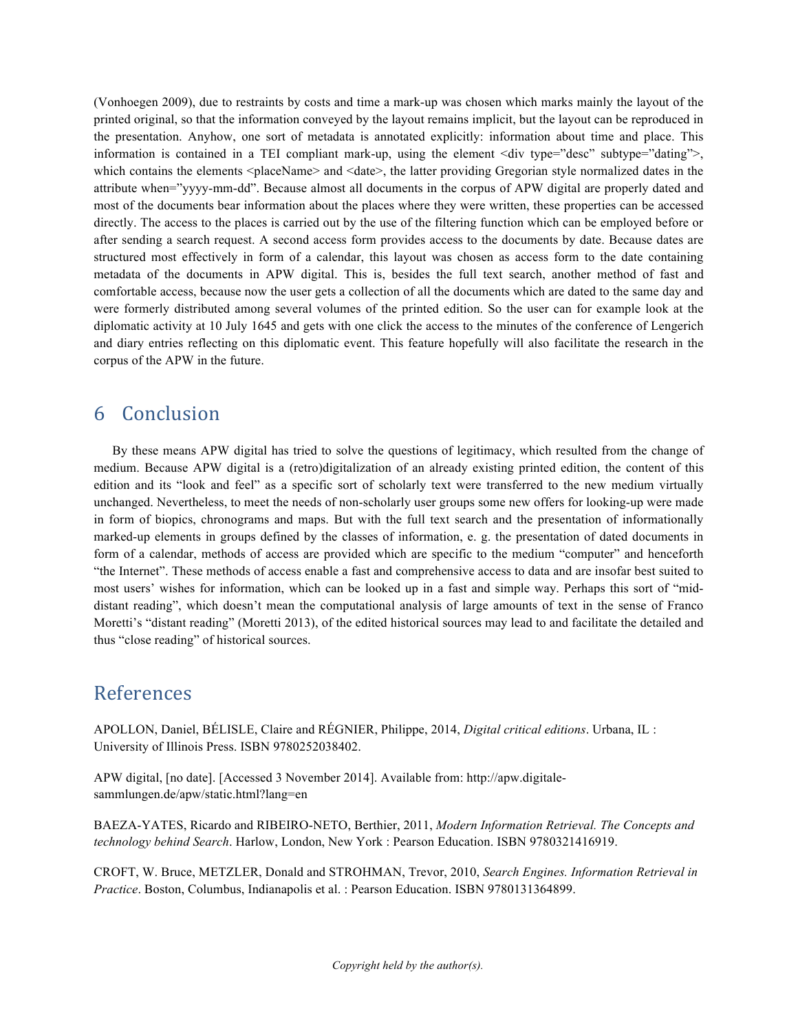(Vonhoegen 2009), due to restraints by costs and time a mark-up was chosen which marks mainly the layout of the printed original, so that the information conveyed by the layout remains implicit, but the layout can be reproduced in the presentation. Anyhow, one sort of metadata is annotated explicitly: information about time and place. This information is contained in a TEI compliant mark-up, using the element <div type="desc" subtype="dating">, which contains the elements <placeName> and <date>, the latter providing Gregorian style normalized dates in the attribute when="yyyy-mm-dd". Because almost all documents in the corpus of APW digital are properly dated and most of the documents bear information about the places where they were written, these properties can be accessed directly. The access to the places is carried out by the use of the filtering function which can be employed before or after sending a search request. A second access form provides access to the documents by date. Because dates are structured most effectively in form of a calendar, this layout was chosen as access form to the date containing metadata of the documents in APW digital. This is, besides the full text search, another method of fast and comfortable access, because now the user gets a collection of all the documents which are dated to the same day and were formerly distributed among several volumes of the printed edition. So the user can for example look at the diplomatic activity at 10 July 1645 and gets with one click the access to the minutes of the conference of Lengerich and diary entries reflecting on this diplomatic event. This feature hopefully will also facilitate the research in the corpus of the APW in the future.

# 6 Conclusion

By these means APW digital has tried to solve the questions of legitimacy, which resulted from the change of medium. Because APW digital is a (retro)digitalization of an already existing printed edition, the content of this edition and its "look and feel" as a specific sort of scholarly text were transferred to the new medium virtually unchanged. Nevertheless, to meet the needs of non-scholarly user groups some new offers for looking-up were made in form of biopics, chronograms and maps. But with the full text search and the presentation of informationally marked-up elements in groups defined by the classes of information, e. g. the presentation of dated documents in form of a calendar, methods of access are provided which are specific to the medium "computer" and henceforth "the Internet". These methods of access enable a fast and comprehensive access to data and are insofar best suited to most users' wishes for information, which can be looked up in a fast and simple way. Perhaps this sort of "mid-distant reading", which doesn't mean the computational analysis of large amounts of text in the sense of Franco Moretti's "distant reading" (Moretti 2013), of the edited historical sources may lead to and facilitate the detailed and thus "close reading" of historical sources.

# References

APOLLON, Daniel, BÉLISLE, Claire and RÉGNIER, Philippe, 2014, *Digital critical editions*. Urbana, IL : University of Illinois Press. ISBN 9780252038402.

APW digital, [no date]. [Accessed 3 November 2014]. Available from: http://apw.digitale-sammlungen.de/apw/static.html?lang=en

BAEZA-YATES, Ricardo and RIBEIRO-NETO, Berthier, 2011, *Modern Information Retrieval. The Concepts and technology behind Search*. Harlow, London, New York : Pearson Education. ISBN 9780321416919.

CROFT, W. Bruce, METZLER, Donald and STROHMAN, Trevor, 2010, *Search Engines. Information Retrieval in Practice*. Boston, Columbus, Indianapolis et al. : Pearson Education. ISBN 9780131364899.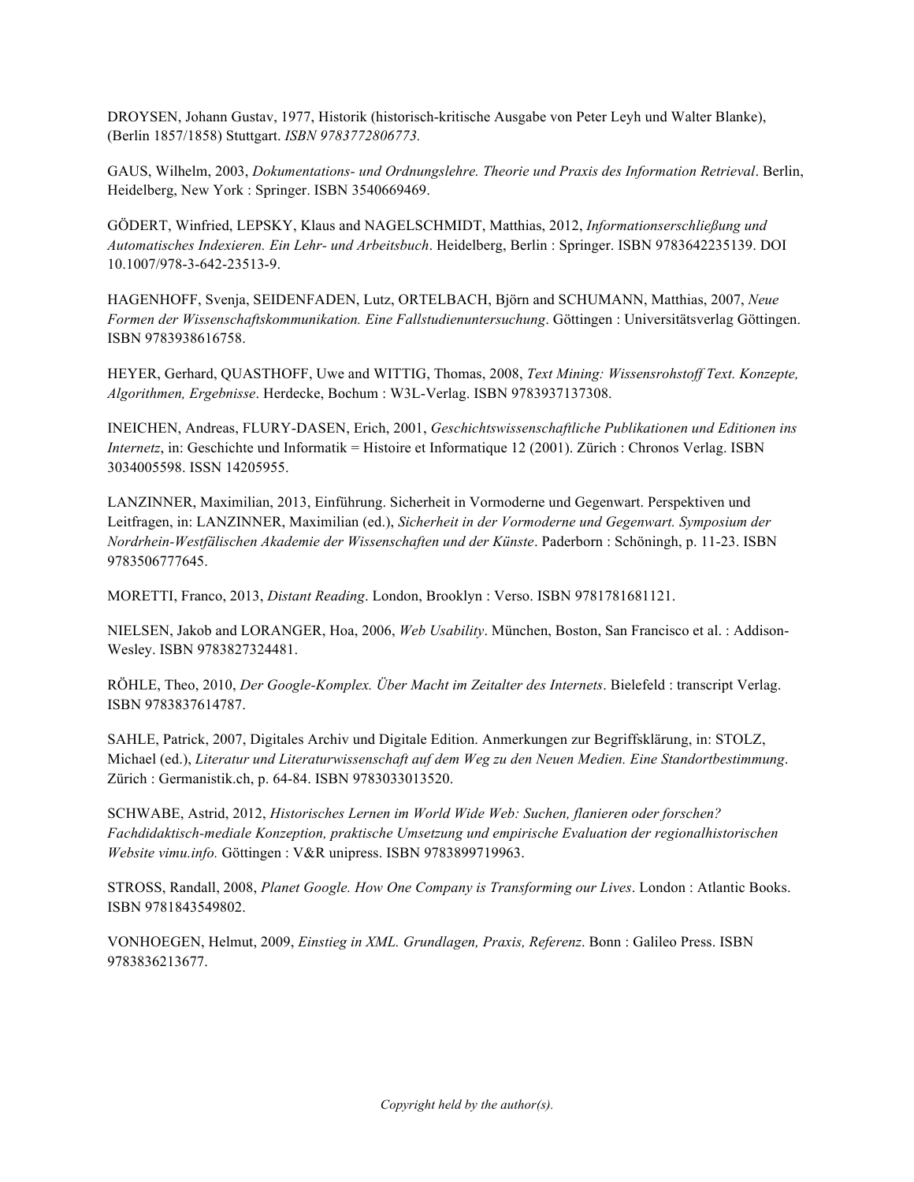DROYSEN, Johann Gustav, 1977, Historik (historisch-kritische Ausgabe von Peter Leyh und Walter Blanke), (Berlin 1857/1858) Stuttgart. *ISBN 9783772806773.*

GAUS, Wilhelm, 2003, *Dokumentations- und Ordnungslehre. Theorie und Praxis des Information Retrieval*. Berlin, Heidelberg, New York : Springer. ISBN 3540669469.

GÖDERT, Winfried, LEPSKY, Klaus and NAGELSCHMIDT, Matthias, 2012, *Informationserschließung und Automatisches Indexieren. Ein Lehr- und Arbeitsbuch*. Heidelberg, Berlin : Springer. ISBN 9783642235139. DOI 10.1007/978-3-642-23513-9.

HAGENHOFF, Svenja, SEIDENFADEN, Lutz, ORTELBACH, Björn and SCHUMANN, Matthias, 2007, *Neue Formen der Wissenschaftskommunikation. Eine Fallstudienuntersuchung*. Göttingen : Universitätsverlag Göttingen. ISBN 9783938616758.

HEYER, Gerhard, QUASTHOFF, Uwe and WITTIG, Thomas, 2008, *Text Mining: Wissensrohstoff Text. Konzepte, Algorithmen, Ergebnisse*. Herdecke, Bochum : W3L-Verlag. ISBN 9783937137308.

INEICHEN, Andreas, FLURY-DASEN, Erich, 2001, *Geschichtswissenschaftliche Publikationen und Editionen ins Internetz*, in: Geschichte und Informatik = Histoire et Informatique 12 (2001). Zürich : Chronos Verlag. ISBN 3034005598. ISSN 14205955.

LANZINNER, Maximilian, 2013, Einführung. Sicherheit in Vormoderne und Gegenwart. Perspektiven und Leitfragen, in: LANZINNER, Maximilian (ed.), *Sicherheit in der Vormoderne und Gegenwart. Symposium der Nordrhein-Westfälischen Akademie der Wissenschaften und der Künste*. Paderborn : Schöningh, p. 11-23. ISBN 9783506777645.

MORETTI, Franco, 2013, *Distant Reading*. London, Brooklyn : Verso. ISBN 9781781681121.

NIELSEN, Jakob and LORANGER, Hoa, 2006, *Web Usability*. München, Boston, San Francisco et al. : Addison-Wesley. ISBN 9783827324481.

RÖHLE, Theo, 2010, *Der Google-Komplex. Über Macht im Zeitalter des Internets*. Bielefeld : transcript Verlag. ISBN 9783837614787.

SAHLE, Patrick, 2007, Digitales Archiv und Digitale Edition. Anmerkungen zur Begriffsklärung, in: STOLZ, Michael (ed.), *Literatur und Literaturwissenschaft auf dem Weg zu den Neuen Medien. Eine Standortbestimmung*. Zürich : Germanistik.ch, p. 64-84. ISBN 9783033013520.

SCHWABE, Astrid, 2012, *Historisches Lernen im World Wide Web: Suchen, flanieren oder forschen? Fachdidaktisch-mediale Konzeption, praktische Umsetzung und empirische Evaluation der regionalhistorischen Website vimu.info.* Göttingen : V&R unipress. ISBN 9783899719963.

STROSS, Randall, 2008, *Planet Google. How One Company is Transforming our Lives*. London : Atlantic Books. ISBN 9781843549802.

VONHOEGEN, Helmut, 2009, *Einstieg in XML. Grundlagen, Praxis, Referenz*. Bonn : Galileo Press. ISBN 9783836213677.

*Copyright held by the author(s).*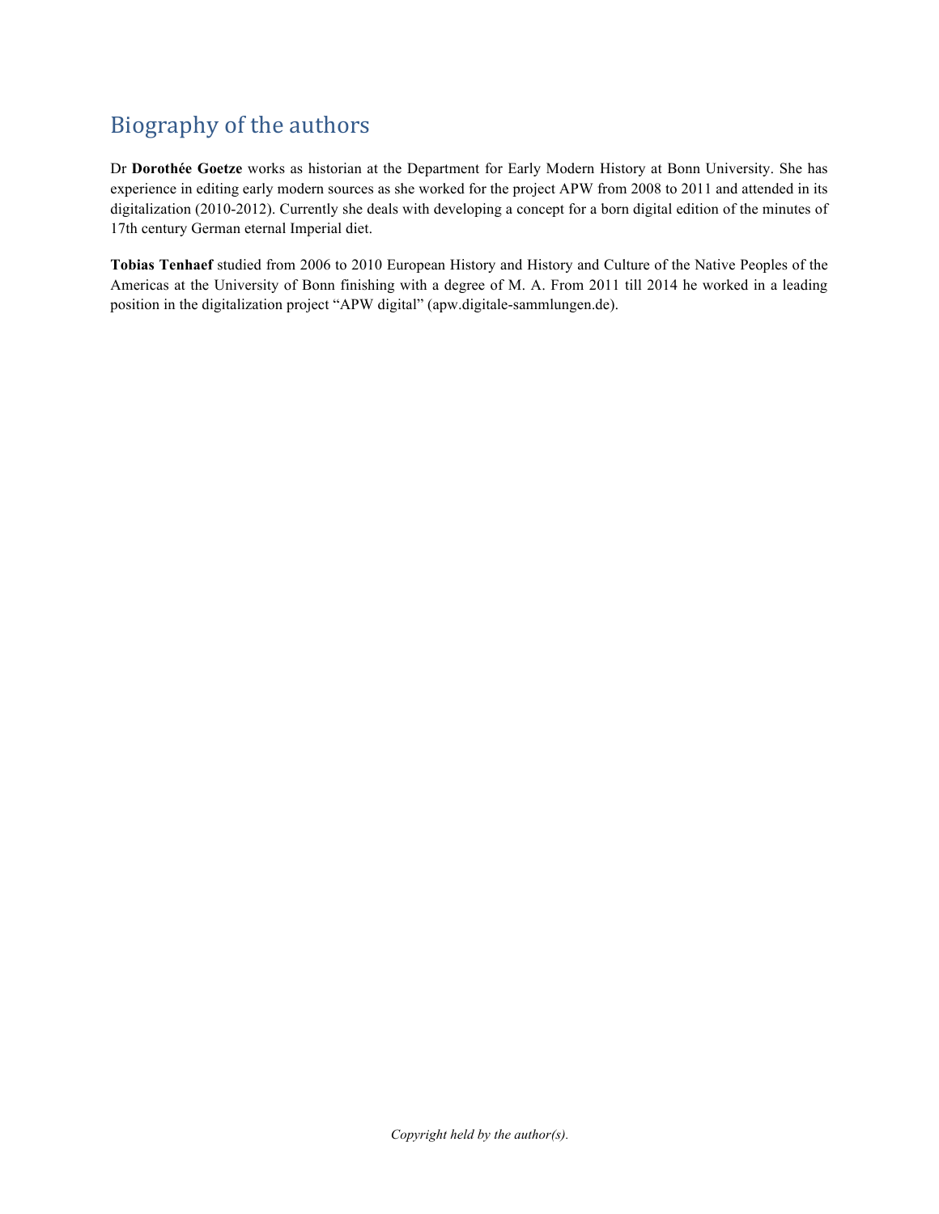# Biography of the authors

Dr **Dorothée Goetze** works as historian at the Department for Early Modern History at Bonn University. She has experience in editing early modern sources as she worked for the project APW from 2008 to 2011 and attended in its digitalization (2010-2012). Currently she deals with developing a concept for a born digital edition of the minutes of 17th century German eternal Imperial diet.

**Tobias Tenhaef** studied from 2006 to 2010 European History and History and Culture of the Native Peoples of the Americas at the University of Bonn finishing with a degree of M. A. From 2011 till 2014 he worked in a leading position in the digitalization project "APW digital" (apw.digitale-sammlungen.de).

*Copyright held by the author(s).*